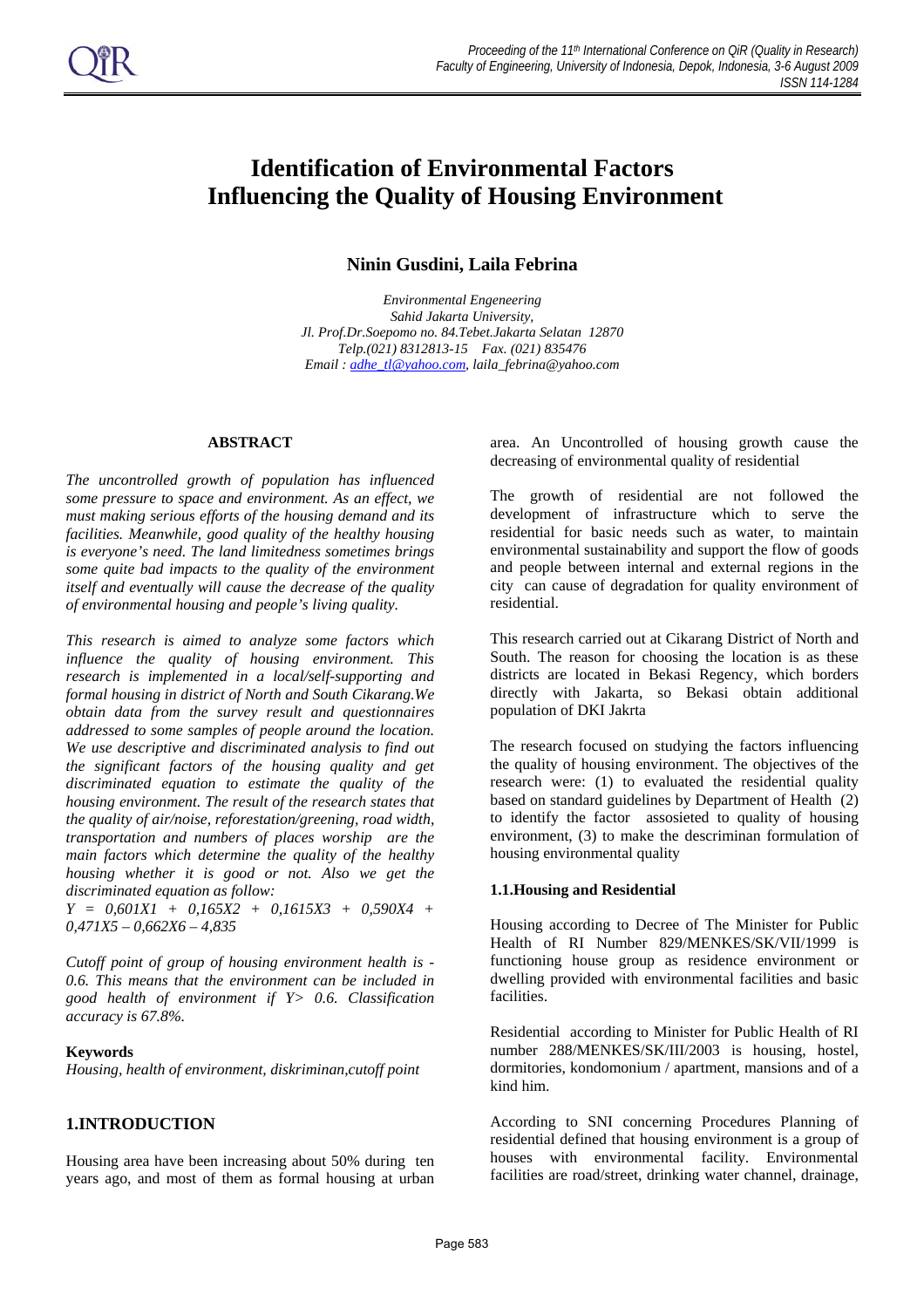# Identification of Environmental Factors Influencing the Quality of Housing Environment

**Ninin Gusdini, Laila Febrina**

*Environmental Engeneering*
*Sahid Jakarta University,*
*Jl. Prof.Dr.Soepomo no. 84.Tebet.Jakarta Selatan 12870*
*Telp.(021) 8312813-15 Fax. (021) 835476*
*Email : adhe_tl@yahoo.com, laila_febrina@yahoo.com*

## ABSTRACT

*The uncontrolled growth of population has influenced some pressure to space and environment. As an effect, we must making serious efforts of the housing demand and its facilities. Meanwhile, good quality of the healthy housing is everyone's need. The land limitedness sometimes brings some quite bad impacts to the quality of the environment itself and eventually will cause the decrease of the quality of environmental housing and people's living quality.*

*This research is aimed to analyze some factors which influence the quality of housing environment. This research is implemented in a local/self-supporting and formal housing in district of North and South Cikarang.We obtain data from the survey result and questionnaires addressed to some samples of people around the location. We use descriptive and discriminated analysis to find out the significant factors of the housing quality and get discriminated equation to estimate the quality of the housing environment. The result of the research states that the quality of air/noise, reforestation/greening, road width, transportation and numbers of places worship are the main factors which determine the quality of the healthy housing whether it is good or not. Also we get the discriminated equation as follow:*

$$Y = 0{,}601X1 + 0{,}165X2 + 0{,}1615X3 + 0{,}590X4 + 0{,}471X5 - 0{,}662X6 - 4{,}835$$

*Cutoff point of group of housing environment health is -0.6. This means that the environment can be included in good health of environment if Y> 0.6. Classification accuracy is 67.8%.*

**Keywords**

*Housing, health of environment, diskriminan,cutoff point*

## 1.INTRODUCTION

Housing area have been increasing about 50% during ten years ago, and most of them as formal housing at urban area. An Uncontrolled of housing growth cause the decreasing of environmental quality of residential

The growth of residential are not followed the development of infrastructure which to serve the residential for basic needs such as water, to maintain environmental sustainability and support the flow of goods and people between internal and external regions in the city can cause of degradation for quality environment of residential.

This research carried out at Cikarang District of North and South. The reason for choosing the location is as these districts are located in Bekasi Regency, which borders directly with Jakarta, so Bekasi obtain additional population of DKI Jakrta

The research focused on studying the factors influencing the quality of housing environment. The objectives of the research were: (1) to evaluated the residential quality based on standard guidelines by Department of Health (2) to identify the factor assosieted to quality of housing environment, (3) to make the descriminan formulation of housing environmental quality

### 1.1.Housing and Residential

Housing according to Decree of The Minister for Public Health of RI Number 829/MENKES/SK/VII/1999 is functioning house group as residence environment or dwelling provided with environmental facilities and basic facilities.

Residential according to Minister for Public Health of RI number 288/MENKES/SK/III/2003 is housing, hostel, dormitories, kondomonium / apartment, mansions and of a kind him.

According to SNI concerning Procedures Planning of residential defined that housing environment is a group of houses with environmental facility. Environmental facilities are road/street, drinking water channel, drainage,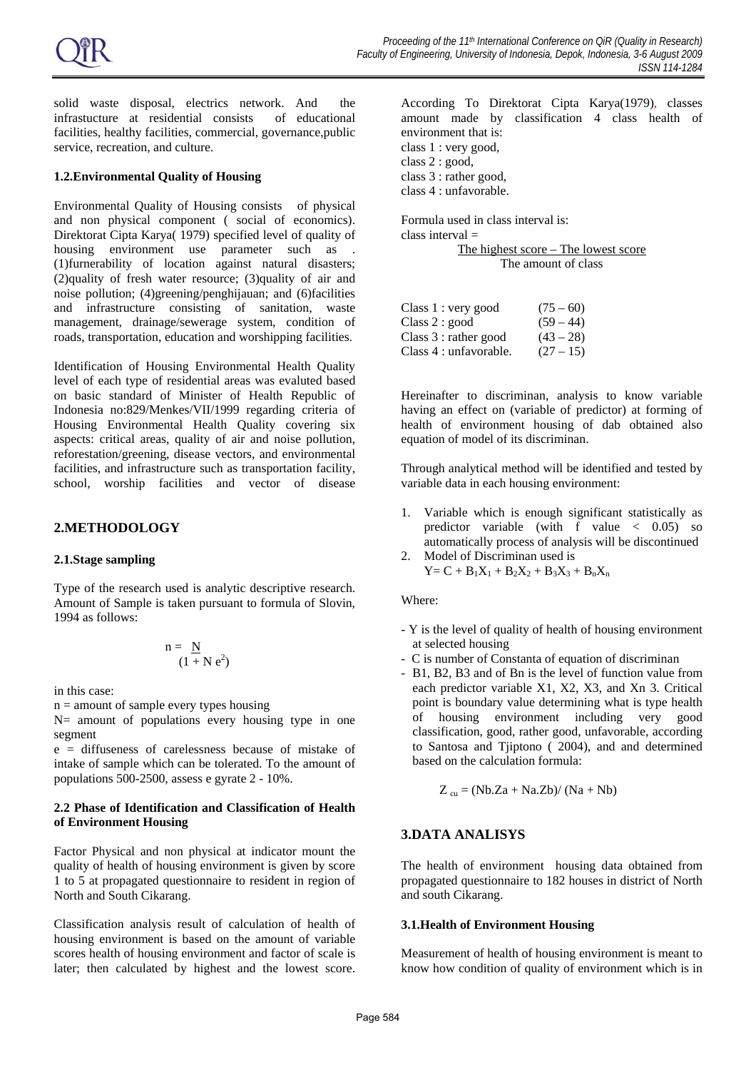solid waste disposal, electrics network. And the infrastucture at residential consists of educational facilities, healthy facilities, commercial, governance,public service, recreation, and culture.

### 1.2.Environmental Quality of Housing

Environmental Quality of Housing consists of physical and non physical component ( social of economics). Direktorat Cipta Karya( 1979) specified level of quality of housing environment use parameter such as . (1)furnerability of location against natural disasters; (2)quality of fresh water resource; (3)quality of air and noise pollution; (4)greening/penghijauan; and (6)facilities and infrastructure consisting of sanitation, waste management, drainage/sewerage system, condition of roads, transportation, education and worshipping facilities.

Identification of Housing Environmental Health Quality level of each type of residential areas was evaluted based on basic standard of Minister of Health Republic of Indonesia no:829/Menkes/VII/1999 regarding criteria of Housing Environmental Health Quality covering six aspects: critical areas, quality of air and noise pollution, reforestation/greening, disease vectors, and environmental facilities, and infrastructure such as transportation facility, school, worship facilities and vector of disease

## 2.METHODOLOGY

### 2.1.Stage sampling

Type of the research used is analytic descriptive research. Amount of Sample is taken pursuant to formula of Slovin, 1994 as follows:

$$n = \frac{N}{(1 + N e^2)}$$

in this case:

n = amount of sample every types housing

N= amount of populations every housing type in one segment

e = diffuseness of carelessness because of mistake of intake of sample which can be tolerated. To the amount of populations 500-2500, assess e gyrate 2 - 10%.

### 2.2 Phase of Identification and Classification of Health of Environment Housing

Factor Physical and non physical at indicator mount the quality of health of housing environment is given by score 1 to 5 at propagated questionnaire to resident in region of North and South Cikarang.

Classification analysis result of calculation of health of housing environment is based on the amount of variable scores health of housing environment and factor of scale is later; then calculated by highest and the lowest score. According To Direktorat Cipta Karya(1979), classes amount made by classification 4 class health of environment that is:

class 1 : very good,
class 2 : good,
class 3 : rather good,
class 4 : unfavorable.

Formula used in class interval is:

$$\text{class interval} = \frac{\text{The highest score} - \text{The lowest score}}{\text{The amount of class}}$$

| | |
|---|---|
| Class 1 : very good | (75 – 60) |
| Class 2 : good | (59 – 44) |
| Class 3 : rather good | (43 – 28) |
| Class 4 : unfavorable. | (27 – 15) |

Hereinafter to discriminan, analysis to know variable having an effect on (variable of predictor) at forming of health of environment housing of dab obtained also equation of model of its discriminan.

Through analytical method will be identified and tested by variable data in each housing environment:

1. Variable which is enough significant statistically as predictor variable (with f value < 0.05) so automatically process of analysis will be discontinued
2. Model of Discriminan used is
   $Y= C + B_1X_1 + B_2X_2 + B_3X_3 + B_nX_n$

Where:

- Y is the level of quality of health of housing environment at selected housing
- C is number of Constanta of equation of discriminan
- B1, B2, B3 and of Bn is the level of function value from each predictor variable X1, X2, X3, and Xn 3. Critical point is boundary value determining what is type health of housing environment including very good classification, good, rather good, unfavorable, according to Santosa and Tjiptono ( 2004), and and determined based on the calculation formula:

$$Z_{cu} = (Nb.Za + Na.Zb)/ (Na + Nb)$$

## 3.DATA ANALISYS

The health of environment housing data obtained from propagated questionnaire to 182 houses in district of North and south Cikarang.

### 3.1.Health of Environment Housing

Measurement of health of housing environment is meant to know how condition of quality of environment which is in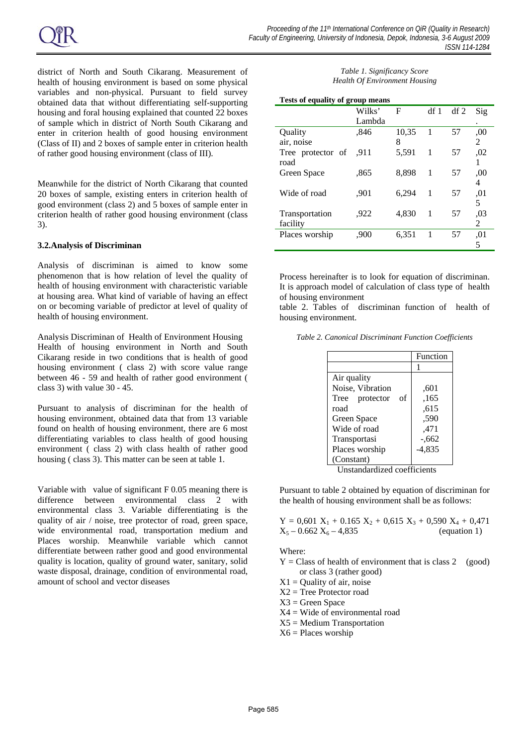district of North and South Cikarang. Measurement of health of housing environment is based on some physical variables and non-physical. Pursuant to field survey obtained data that without differentiating self-supporting housing and foral housing explained that counted 22 boxes of sample which in district of North South Cikarang and enter in criterion health of good housing environment (Class of II) and 2 boxes of sample enter in criterion health of rather good housing environment (class of III).

Meanwhile for the district of North Cikarang that counted 20 boxes of sample, existing enters in criterion health of good environment (class 2) and 5 boxes of sample enter in criterion health of rather good housing environment (class 3).

### 3.2.Analysis of Discriminan

Analysis of discriminan is aimed to know some phenomenon that is how relation of level the quality of health of housing environment with characteristic variable at housing area. What kind of variable of having an effect on or becoming variable of predictor at level of quality of health of housing environment.

Analysis Discriminan of Health of Environment Housing
Health of housing environment in North and South Cikarang reside in two conditions that is health of good housing environment ( class 2) with score value range between 46 - 59 and health of rather good environment ( class 3) with value 30 - 45.

Pursuant to analysis of discriminan for the health of housing environment, obtained data that from 13 variable found on health of housing environment, there are 6 most differentiating variables to class health of good housing environment ( class 2) with class health of rather good housing ( class 3). This matter can be seen at table 1.

Variable with value of significant F 0.05 meaning there is difference between environmental class 2 with environmental class 3. Variable differentiating is the quality of air / noise, tree protector of road, green space, wide environmental road, transportation medium and Places worship. Meanwhile variable which cannot differentiate between rather good and good environmental quality is location, quality of ground water, sanitary, solid waste disposal, drainage, condition of environmental road, amount of school and vector diseases

*Table 1. Significancy Score*
*Health Of Environment Housing*

**Tests of equality of group means**

| | Wilks' Lambda | F | df 1 | df 2 | Sig. |
|---|---|---|---|---|---|
| Quality air, noise | ,846 | 10,358 | 1 | 57 | ,002 |
| Tree protector of road | ,911 | 5,591 | 1 | 57 | ,021 |
| Green Space | ,865 | 8,898 | 1 | 57 | ,004 |
| Wide of road | ,901 | 6,294 | 1 | 57 | ,015 |
| Transportation facility | ,922 | 4,830 | 1 | 57 | ,032 |
| Places worship | ,900 | 6,351 | 1 | 57 | ,015 |

Process hereinafter is to look for equation of discriminan. It is approach model of calculation of class type of health of housing environment
table 2. Tables of discriminan function of health of housing environment.

*Table 2. Canonical Discriminant Function Coefficients*

| | Function |
|---|---|
| | 1 |
| Air quality Noise, Vibration | ,601 |
| Tree protector of road | ,165 |
| Green Space | ,615 |
| Wide of road | ,590 |
| Transportasi | ,471 |
| Places worship | -,662 |
| (Constant) | -4,835 |

Unstandardized coefficients

Pursuant to table 2 obtained by equation of discriminan for the health of housing environment shall be as follows:

$$Y = 0{,}601\ X_1 + 0.165\ X_2 + 0{,}615\ X_3 + 0{,}590\ X_4 + 0{,}471\ X_5 - 0.662\ X_6 - 4{,}835 \quad \text{(equation 1)}$$

Where:

- Y = Class of health of environment that is class 2 (good) or class 3 (rather good)
- X1 = Quality of air, noise
- X2 = Tree Protector road
- X3 = Green Space
- X4 = Wide of environmental road
- X5 = Medium Transportation
- X6 = Places worship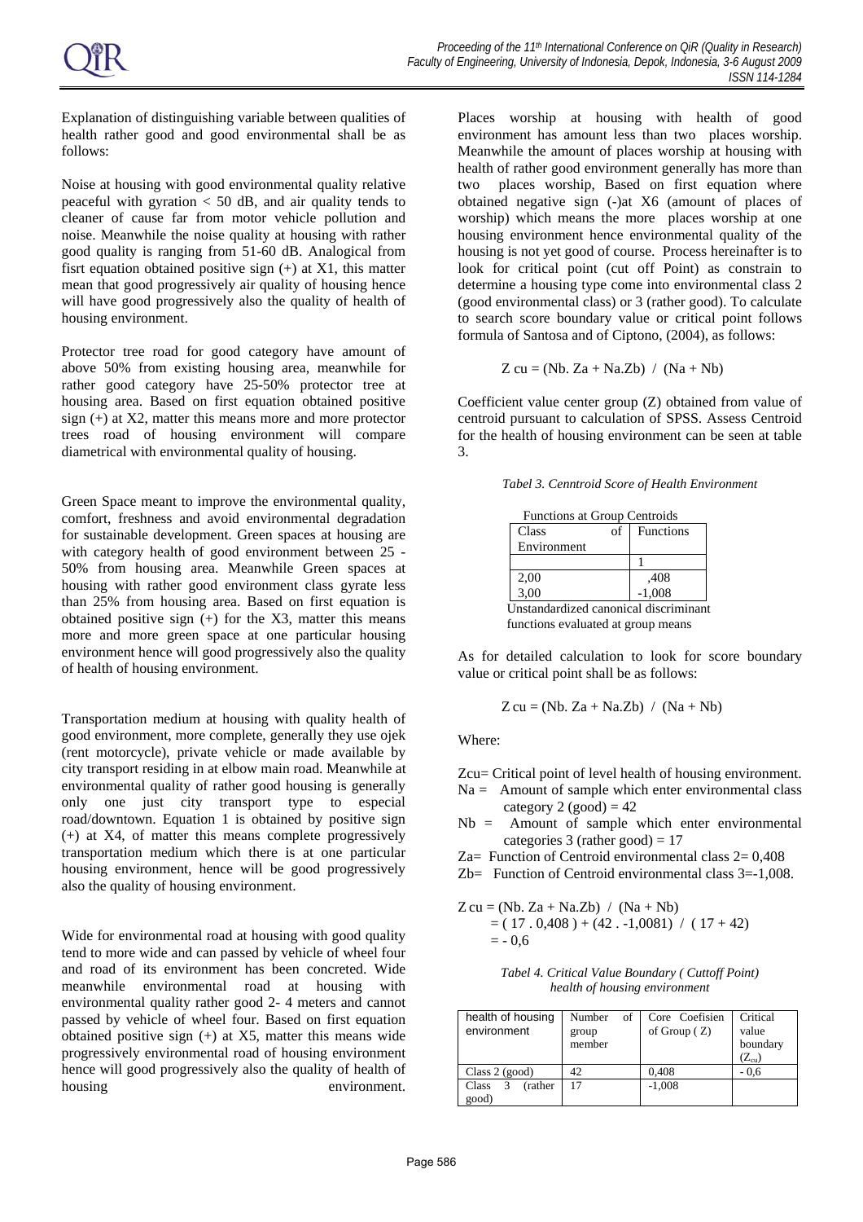Explanation of distinguishing variable between qualities of health rather good and good environmental shall be as follows:

Noise at housing with good environmental quality relative peaceful with gyration < 50 dB, and air quality tends to cleaner of cause far from motor vehicle pollution and noise. Meanwhile the noise quality at housing with rather good quality is ranging from 51-60 dB. Analogical from fisrt equation obtained positive sign (+) at X1, this matter mean that good progressively air quality of housing hence will have good progressively also the quality of health of housing environment.

Protector tree road for good category have amount of above 50% from existing housing area, meanwhile for rather good category have 25-50% protector tree at housing area. Based on first equation obtained positive sign (+) at X2, matter this means more and more protector trees road of housing environment will compare diametrical with environmental quality of housing.

Green Space meant to improve the environmental quality, comfort, freshness and avoid environmental degradation for sustainable development. Green spaces at housing are with category health of good environment between 25 - 50% from housing area. Meanwhile Green spaces at housing with rather good environment class gyrate less than 25% from housing area. Based on first equation is obtained positive sign (+) for the X3, matter this means more and more green space at one particular housing environment hence will good progressively also the quality of health of housing environment.

Transportation medium at housing with quality health of good environment, more complete, generally they use ojek (rent motorcycle), private vehicle or made available by city transport residing in at elbow main road. Meanwhile at environmental quality of rather good housing is generally only one just city transport type to especial road/downtown. Equation 1 is obtained by positive sign (+) at X4, of matter this means complete progressively transportation medium which there is at one particular housing environment, hence will be good progressively also the quality of housing environment.

Wide for environmental road at housing with good quality tend to more wide and can passed by vehicle of wheel four and road of its environment has been concreted. Wide meanwhile environmental road at housing with environmental quality rather good 2- 4 meters and cannot passed by vehicle of wheel four. Based on first equation obtained positive sign (+) at X5, matter this means wide progressively environmental road of housing environment hence will good progressively also the quality of health of housing environment.

Places worship at housing with health of good environment has amount less than two places worship. Meanwhile the amount of places worship at housing with health of rather good environment generally has more than two places worship, Based on first equation where obtained negative sign (-)at X6 (amount of places of worship) which means the more places worship at one housing environment hence environmental quality of the housing is not yet good of course. Process hereinafter is to look for critical point (cut off Point) as constrain to determine a housing type come into environmental class 2 (good environmental class) or 3 (rather good). To calculate to search score boundary value or critical point follows formula of Santosa and of Ciptono, (2004), as follows:

$$Z\ cu = (Nb.\ Za + Na.Zb)\ /\ (Na + Nb)$$

Coefficient value center group (Z) obtained from value of centroid pursuant to calculation of SPSS. Assess Centroid for the health of housing environment can be seen at table 3.

*Tabel 3. Cenntroid Score of Health Environment*

Functions at Group Centroids

| Class of Environment | Functions |
|---|---|
| | 1 |
| 2,00 | ,408 |
| 3,00 | -1,008 |

Unstandardized canonical discriminant functions evaluated at group means

As for detailed calculation to look for score boundary value or critical point shall be as follows:

$$Z\ cu = (Nb.\ Za + Na.Zb)\ /\ (Na + Nb)$$

Where:

Zcu= Critical point of level health of housing environment.
Na = Amount of sample which enter environmental class category 2 (good) = 42
Nb = Amount of sample which enter environmental categories 3 (rather good) = 17
Za= Function of Centroid environmental class 2= 0,408
Zb= Function of Centroid environmental class 3=-1,008.

$$\begin{aligned} Z\ cu &= (Nb.\ Za + Na.Zb)\ /\ (Na + Nb) \\ &= (17\ .\ 0{,}408) + (42\ .\ -1{,}0081)\ /\ (17 + 42) \\ &= -0{,}6 \end{aligned}$$

*Tabel 4. Critical Value Boundary ( Cuttoff Point) health of housing environment*

| health of housing environment | Number of group member | Core Coefisien of Group ( Z) | Critical value boundary ($Z_{cu}$) |
|---|---|---|---|
| Class 2 (good) | 42 | 0,408 | - 0,6 |
| Class 3 (rather good) | 17 | -1,008 | |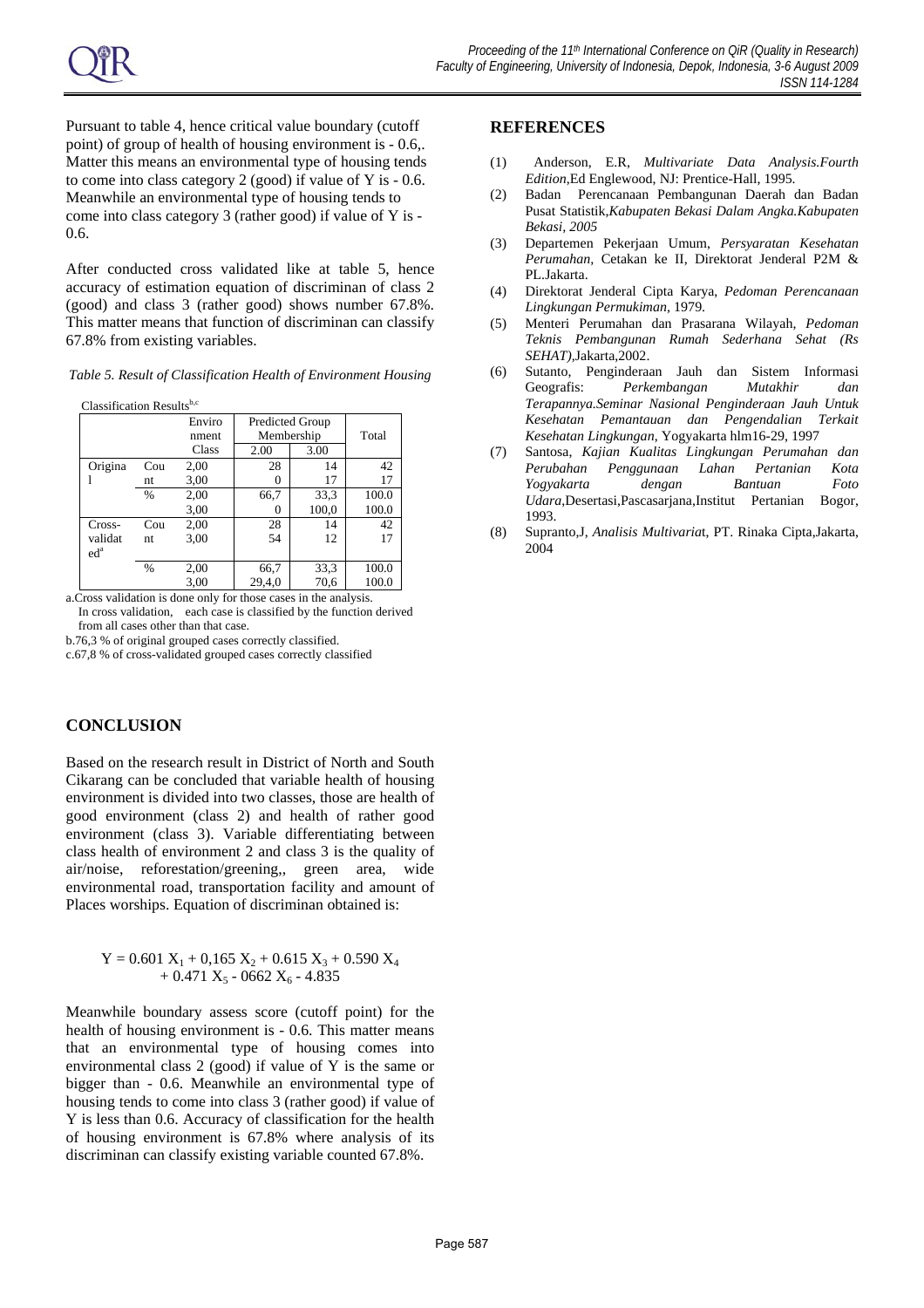Pursuant to table 4, hence critical value boundary (cutoff point) of group of health of housing environment is - 0.6,. Matter this means an environmental type of housing tends to come into class category 2 (good) if value of Y is - 0.6. Meanwhile an environmental type of housing tends to come into class category 3 (rather good) if value of Y is - 0.6.

After conducted cross validated like at table 5, hence accuracy of estimation equation of discriminan of class 2 (good) and class 3 (rather good) shows number 67.8%. This matter means that function of discriminan can classify 67.8% from existing variables.

*Table 5. Result of Classification Health of Environment Housing*

Classification Results[b,c]

| | | Environment Class | Predicted Group Membership | | Total |
|---|---|---|---|---|---|
| | | | 2.00 | 3.00 | |
| Original | Count | 2,00 | 28 | 14 | 42 |
| | | 3,00 | 0 | 17 | 17 |
| | % | 2,00 | 66,7 | 33,3 | 100.0 |
| | | 3,00 | 0 | 100,0 | 100.0 |
| Cross-validated[a] | Count | 2,00 | 28 | 14 | 42 |
| | | 3,00 | 54 | 12 | 17 |
| | % | 2,00 | 66,7 | 33,3 | 100.0 |
| | | 3,00 | 29,4,0 | 70,6 | 100.0 |

a.Cross validation is done only for those cases in the analysis. In cross validation, each case is classified by the function derived from all cases other than that case.

b.76,3 % of original grouped cases correctly classified.

c.67,8 % of cross-validated grouped cases correctly classified

## CONCLUSION

Based on the research result in District of North and South Cikarang can be concluded that variable health of housing environment is divided into two classes, those are health of good environment (class 2) and health of rather good environment (class 3). Variable differentiating between class health of environment 2 and class 3 is the quality of air/noise, reforestation/greening,, green area, wide environmental road, transportation facility and amount of Places worships. Equation of discriminan obtained is:

$$Y = 0.601\ X_1 + 0{,}165\ X_2 + 0.615\ X_3 + 0.590\ X_4 + 0.471\ X_5 - 0662\ X_6 - 4.835$$

Meanwhile boundary assess score (cutoff point) for the health of housing environment is - 0.6. This matter means that an environmental type of housing comes into environmental class 2 (good) if value of Y is the same or bigger than - 0.6. Meanwhile an environmental type of housing tends to come into class 3 (rather good) if value of Y is less than 0.6. Accuracy of classification for the health of housing environment is 67.8% where analysis of its discriminan can classify existing variable counted 67.8%.

## REFERENCES

(1) Anderson, E.R, *Multivariate Data Analysis.Fourth Edition*,Ed Englewood, NJ: Prentice-Hall, 1995.

(2) Badan Perencanaan Pembangunan Daerah dan Badan Pusat Statistik,*Kabupaten Bekasi Dalam Angka.Kabupaten Bekasi, 2005*

(3) Departemen Pekerjaan Umum, *Persyaratan Kesehatan Perumahan*, Cetakan ke II, Direktorat Jenderal P2M & PL.Jakarta.

(4) Direktorat Jenderal Cipta Karya, *Pedoman Perencanaan Lingkungan Permukiman*, 1979.

(5) Menteri Perumahan dan Prasarana Wilayah, *Pedoman Teknis Pembangunan Rumah Sederhana Sehat (Rs SEHAT)*,Jakarta,2002.

(6) Sutanto, Penginderaan Jauh dan Sistem Informasi Geografis: *Perkembangan Mutakhir dan Terapannya.Seminar Nasional Penginderaan Jauh Untuk Kesehatan Pemantauan dan Pengendalian Terkait Kesehatan Lingkungan*, Yogyakarta hlm16-29, 1997

(7) Santosa, *Kajian Kualitas Lingkungan Perumahan dan Perubahan Penggunaan Lahan Pertanian Kota Yogyakarta dengan Bantuan Foto Udara*,Desertasi,Pascasarjana,Institut Pertanian Bogor, 1993.

(8) Supranto,J, *Analisis Multivaria*t, PT. Rinaka Cipta,Jakarta, 2004